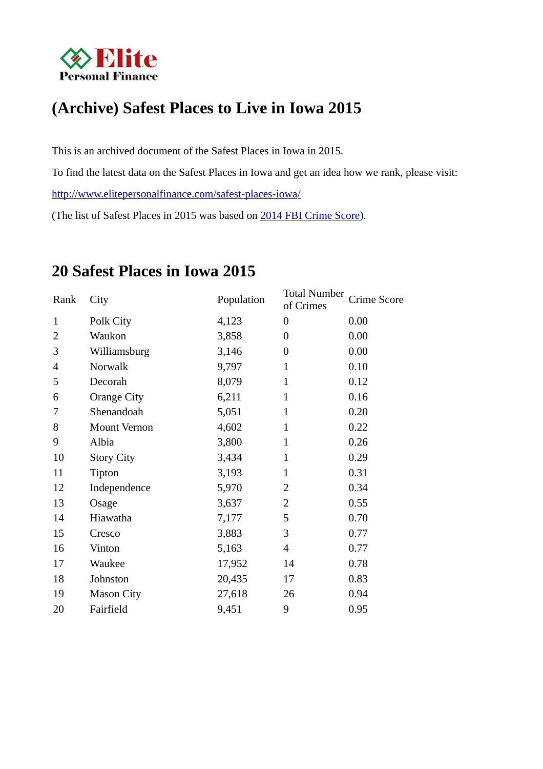Elite Personal Finance

# (Archive) Safest Places to Live in Iowa 2015

This is an archived document of the Safest Places in Iowa in 2015.

To find the latest data on the Safest Places in Iowa and get an idea how we rank, please visit:

http://www.elitepersonalfinance.com/safest-places-iowa/

(The list of Safest Places in 2015 was based on 2014 FBI Crime Score).

## 20 Safest Places in Iowa 2015

| Rank | City | Population | Total Number of Crimes | Crime Score |
|---|---|---|---|---|
| 1 | Polk City | 4,123 | 0 | 0.00 |
| 2 | Waukon | 3,858 | 0 | 0.00 |
| 3 | Williamsburg | 3,146 | 0 | 0.00 |
| 4 | Norwalk | 9,797 | 1 | 0.10 |
| 5 | Decorah | 8,079 | 1 | 0.12 |
| 6 | Orange City | 6,211 | 1 | 0.16 |
| 7 | Shenandoah | 5,051 | 1 | 0.20 |
| 8 | Mount Vernon | 4,602 | 1 | 0.22 |
| 9 | Albia | 3,800 | 1 | 0.26 |
| 10 | Story City | 3,434 | 1 | 0.29 |
| 11 | Tipton | 3,193 | 1 | 0.31 |
| 12 | Independence | 5,970 | 2 | 0.34 |
| 13 | Osage | 3,637 | 2 | 0.55 |
| 14 | Hiawatha | 7,177 | 5 | 0.70 |
| 15 | Cresco | 3,883 | 3 | 0.77 |
| 16 | Vinton | 5,163 | 4 | 0.77 |
| 17 | Waukee | 17,952 | 14 | 0.78 |
| 18 | Johnston | 20,435 | 17 | 0.83 |
| 19 | Mason City | 27,618 | 26 | 0.94 |
| 20 | Fairfield | 9,451 | 9 | 0.95 |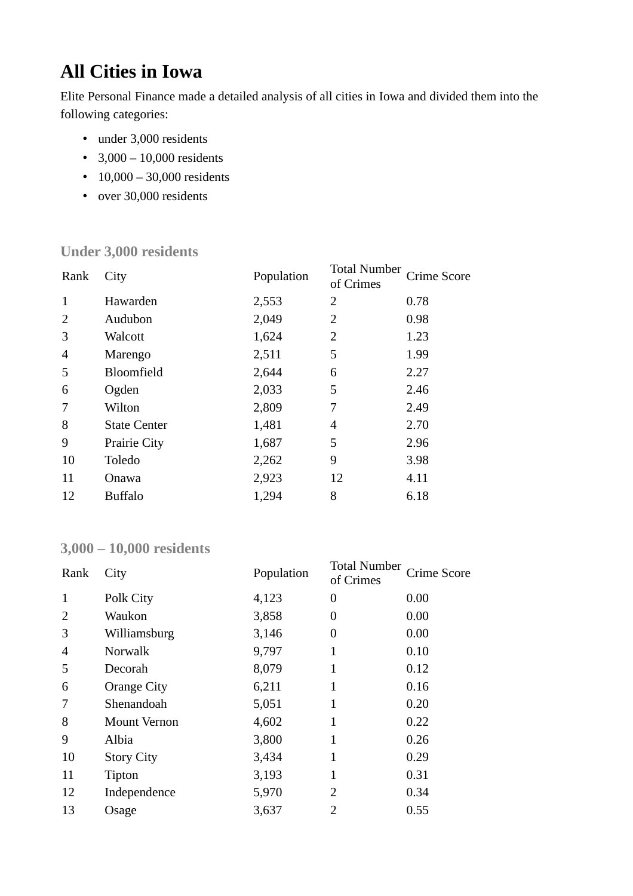# All Cities in Iowa

Elite Personal Finance made a detailed analysis of all cities in Iowa and divided them into the following categories:

- under 3,000 residents
- 3,000 – 10,000 residents
- 10,000 – 30,000 residents
- over 30,000 residents

### Under 3,000 residents

| Rank | City | Population | Total Number of Crimes | Crime Score |
|---|---|---|---|---|
| 1 | Hawarden | 2,553 | 2 | 0.78 |
| 2 | Audubon | 2,049 | 2 | 0.98 |
| 3 | Walcott | 1,624 | 2 | 1.23 |
| 4 | Marengo | 2,511 | 5 | 1.99 |
| 5 | Bloomfield | 2,644 | 6 | 2.27 |
| 6 | Ogden | 2,033 | 5 | 2.46 |
| 7 | Wilton | 2,809 | 7 | 2.49 |
| 8 | State Center | 1,481 | 4 | 2.70 |
| 9 | Prairie City | 1,687 | 5 | 2.96 |
| 10 | Toledo | 2,262 | 9 | 3.98 |
| 11 | Onawa | 2,923 | 12 | 4.11 |
| 12 | Buffalo | 1,294 | 8 | 6.18 |

### 3,000 – 10,000 residents

| Rank | City | Population | Total Number of Crimes | Crime Score |
|---|---|---|---|---|
| 1 | Polk City | 4,123 | 0 | 0.00 |
| 2 | Waukon | 3,858 | 0 | 0.00 |
| 3 | Williamsburg | 3,146 | 0 | 0.00 |
| 4 | Norwalk | 9,797 | 1 | 0.10 |
| 5 | Decorah | 8,079 | 1 | 0.12 |
| 6 | Orange City | 6,211 | 1 | 0.16 |
| 7 | Shenandoah | 5,051 | 1 | 0.20 |
| 8 | Mount Vernon | 4,602 | 1 | 0.22 |
| 9 | Albia | 3,800 | 1 | 0.26 |
| 10 | Story City | 3,434 | 1 | 0.29 |
| 11 | Tipton | 3,193 | 1 | 0.31 |
| 12 | Independence | 5,970 | 2 | 0.34 |
| 13 | Osage | 3,637 | 2 | 0.55 |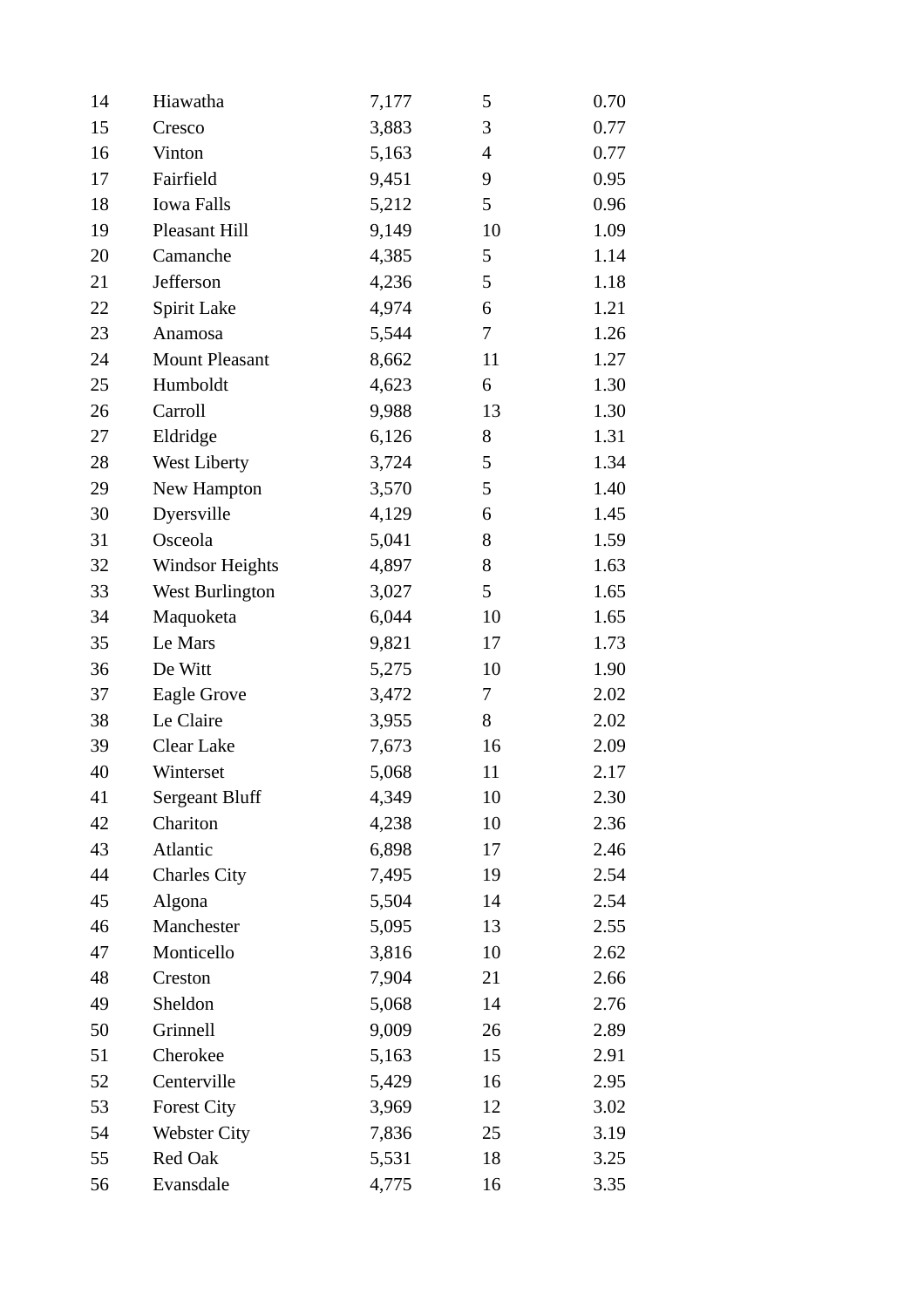| | | | | |
|---|---|---|---|---|
| 14 | Hiawatha | 7,177 | 5 | 0.70 |
| 15 | Cresco | 3,883 | 3 | 0.77 |
| 16 | Vinton | 5,163 | 4 | 0.77 |
| 17 | Fairfield | 9,451 | 9 | 0.95 |
| 18 | Iowa Falls | 5,212 | 5 | 0.96 |
| 19 | Pleasant Hill | 9,149 | 10 | 1.09 |
| 20 | Camanche | 4,385 | 5 | 1.14 |
| 21 | Jefferson | 4,236 | 5 | 1.18 |
| 22 | Spirit Lake | 4,974 | 6 | 1.21 |
| 23 | Anamosa | 5,544 | 7 | 1.26 |
| 24 | Mount Pleasant | 8,662 | 11 | 1.27 |
| 25 | Humboldt | 4,623 | 6 | 1.30 |
| 26 | Carroll | 9,988 | 13 | 1.30 |
| 27 | Eldridge | 6,126 | 8 | 1.31 |
| 28 | West Liberty | 3,724 | 5 | 1.34 |
| 29 | New Hampton | 3,570 | 5 | 1.40 |
| 30 | Dyersville | 4,129 | 6 | 1.45 |
| 31 | Osceola | 5,041 | 8 | 1.59 |
| 32 | Windsor Heights | 4,897 | 8 | 1.63 |
| 33 | West Burlington | 3,027 | 5 | 1.65 |
| 34 | Maquoketa | 6,044 | 10 | 1.65 |
| 35 | Le Mars | 9,821 | 17 | 1.73 |
| 36 | De Witt | 5,275 | 10 | 1.90 |
| 37 | Eagle Grove | 3,472 | 7 | 2.02 |
| 38 | Le Claire | 3,955 | 8 | 2.02 |
| 39 | Clear Lake | 7,673 | 16 | 2.09 |
| 40 | Winterset | 5,068 | 11 | 2.17 |
| 41 | Sergeant Bluff | 4,349 | 10 | 2.30 |
| 42 | Chariton | 4,238 | 10 | 2.36 |
| 43 | Atlantic | 6,898 | 17 | 2.46 |
| 44 | Charles City | 7,495 | 19 | 2.54 |
| 45 | Algona | 5,504 | 14 | 2.54 |
| 46 | Manchester | 5,095 | 13 | 2.55 |
| 47 | Monticello | 3,816 | 10 | 2.62 |
| 48 | Creston | 7,904 | 21 | 2.66 |
| 49 | Sheldon | 5,068 | 14 | 2.76 |
| 50 | Grinnell | 9,009 | 26 | 2.89 |
| 51 | Cherokee | 5,163 | 15 | 2.91 |
| 52 | Centerville | 5,429 | 16 | 2.95 |
| 53 | Forest City | 3,969 | 12 | 3.02 |
| 54 | Webster City | 7,836 | 25 | 3.19 |
| 55 | Red Oak | 5,531 | 18 | 3.25 |
| 56 | Evansdale | 4,775 | 16 | 3.35 |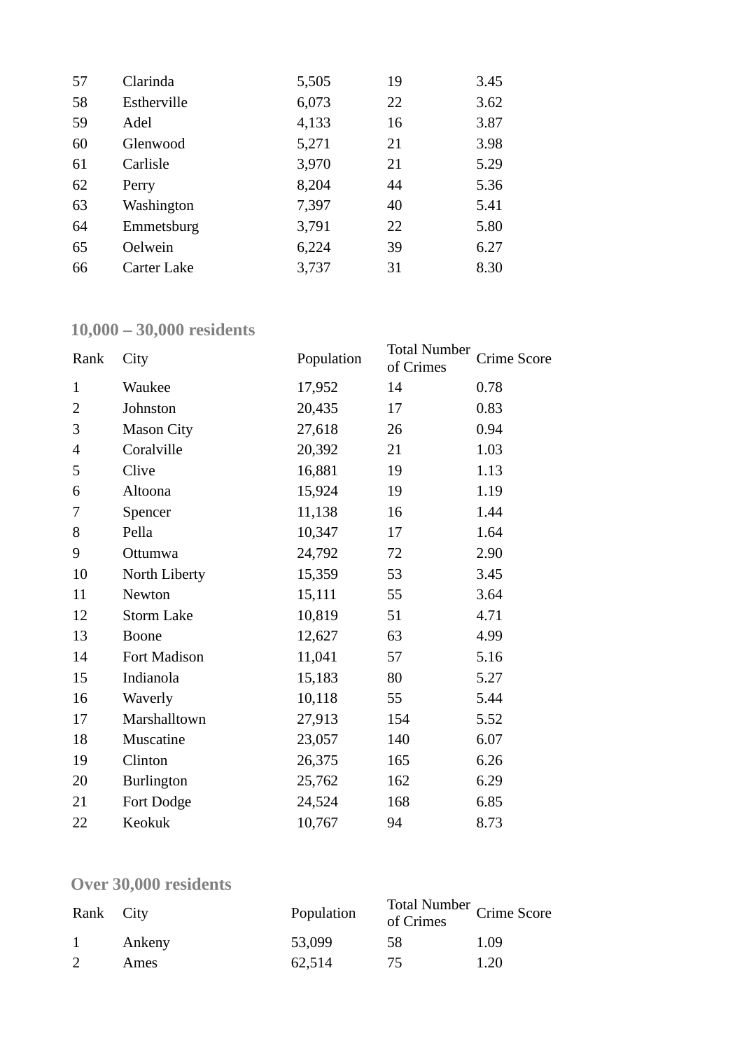| | | | | |
|---|---|---|---|---|
| 57 | Clarinda | 5,505 | 19 | 3.45 |
| 58 | Estherville | 6,073 | 22 | 3.62 |
| 59 | Adel | 4,133 | 16 | 3.87 |
| 60 | Glenwood | 5,271 | 21 | 3.98 |
| 61 | Carlisle | 3,970 | 21 | 5.29 |
| 62 | Perry | 8,204 | 44 | 5.36 |
| 63 | Washington | 7,397 | 40 | 5.41 |
| 64 | Emmetsburg | 3,791 | 22 | 5.80 |
| 65 | Oelwein | 6,224 | 39 | 6.27 |
| 66 | Carter Lake | 3,737 | 31 | 8.30 |

## 10,000 – 30,000 residents

| Rank | City | Population | Total Number of Crimes | Crime Score |
|---|---|---|---|---|
| 1 | Waukee | 17,952 | 14 | 0.78 |
| 2 | Johnston | 20,435 | 17 | 0.83 |
| 3 | Mason City | 27,618 | 26 | 0.94 |
| 4 | Coralville | 20,392 | 21 | 1.03 |
| 5 | Clive | 16,881 | 19 | 1.13 |
| 6 | Altoona | 15,924 | 19 | 1.19 |
| 7 | Spencer | 11,138 | 16 | 1.44 |
| 8 | Pella | 10,347 | 17 | 1.64 |
| 9 | Ottumwa | 24,792 | 72 | 2.90 |
| 10 | North Liberty | 15,359 | 53 | 3.45 |
| 11 | Newton | 15,111 | 55 | 3.64 |
| 12 | Storm Lake | 10,819 | 51 | 4.71 |
| 13 | Boone | 12,627 | 63 | 4.99 |
| 14 | Fort Madison | 11,041 | 57 | 5.16 |
| 15 | Indianola | 15,183 | 80 | 5.27 |
| 16 | Waverly | 10,118 | 55 | 5.44 |
| 17 | Marshalltown | 27,913 | 154 | 5.52 |
| 18 | Muscatine | 23,057 | 140 | 6.07 |
| 19 | Clinton | 26,375 | 165 | 6.26 |
| 20 | Burlington | 25,762 | 162 | 6.29 |
| 21 | Fort Dodge | 24,524 | 168 | 6.85 |
| 22 | Keokuk | 10,767 | 94 | 8.73 |

## Over 30,000 residents

| Rank | City | Population | Total Number of Crimes | Crime Score |
|---|---|---|---|---|
| 1 | Ankeny | 53,099 | 58 | 1.09 |
| 2 | Ames | 62,514 | 75 | 1.20 |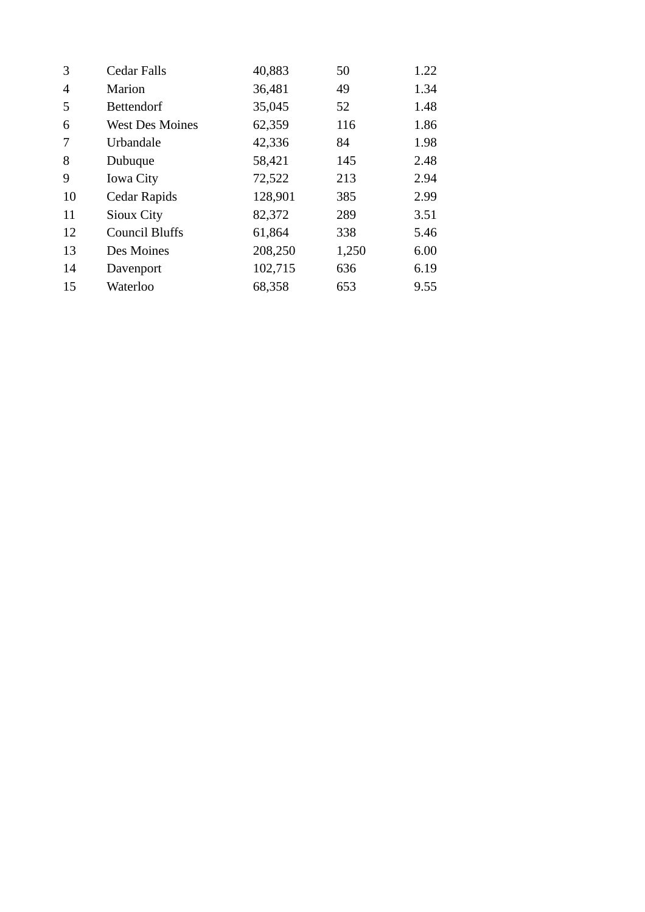| | | | | |
|---|---|---|---|---|
| 3 | Cedar Falls | 40,883 | 50 | 1.22 |
| 4 | Marion | 36,481 | 49 | 1.34 |
| 5 | Bettendorf | 35,045 | 52 | 1.48 |
| 6 | West Des Moines | 62,359 | 116 | 1.86 |
| 7 | Urbandale | 42,336 | 84 | 1.98 |
| 8 | Dubuque | 58,421 | 145 | 2.48 |
| 9 | Iowa City | 72,522 | 213 | 2.94 |
| 10 | Cedar Rapids | 128,901 | 385 | 2.99 |
| 11 | Sioux City | 82,372 | 289 | 3.51 |
| 12 | Council Bluffs | 61,864 | 338 | 5.46 |
| 13 | Des Moines | 208,250 | 1,250 | 6.00 |
| 14 | Davenport | 102,715 | 636 | 6.19 |
| 15 | Waterloo | 68,358 | 653 | 9.55 |